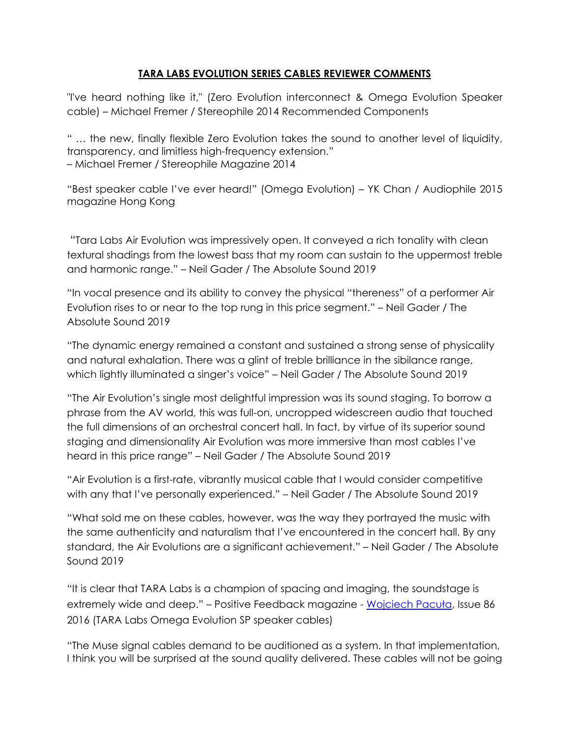# TARA LABS EVOLUTION SERIES CABLES REVIEWER COMMENTS

"I've heard nothing like it," (Zero Evolution interconnect & Omega Evolution Speaker cable) – Michael Fremer / Stereophile 2014 Recommended Components

" … the new, finally flexible Zero Evolution takes the sound to another level of liquidity, transparency, and limitless high-frequency extension."
– Michael Fremer / Stereophile Magazine 2014

"Best speaker cable I've ever heard!" (Omega Evolution) – YK Chan / Audiophile 2015 magazine Hong Kong

"Tara Labs Air Evolution was impressively open. It conveyed a rich tonality with clean textural shadings from the lowest bass that my room can sustain to the uppermost treble and harmonic range." – Neil Gader / The Absolute Sound 2019

"In vocal presence and its ability to convey the physical "thereness" of a performer Air Evolution rises to or near to the top rung in this price segment." – Neil Gader / The Absolute Sound 2019

"The dynamic energy remained a constant and sustained a strong sense of physicality and natural exhalation. There was a glint of treble brilliance in the sibilance range, which lightly illuminated a singer's voice" – Neil Gader / The Absolute Sound 2019

"The Air Evolution's single most delightful impression was its sound staging. To borrow a phrase from the AV world, this was full-on, uncropped widescreen audio that touched the full dimensions of an orchestral concert hall. In fact, by virtue of its superior sound staging and dimensionality Air Evolution was more immersive than most cables I've heard in this price range" – Neil Gader / The Absolute Sound 2019

"Air Evolution is a first-rate, vibrantly musical cable that I would consider competitive with any that I've personally experienced." – Neil Gader / The Absolute Sound 2019

"What sold me on these cables, however, was the way they portrayed the music with the same authenticity and naturalism that I've encountered in the concert hall. By any standard, the Air Evolutions are a significant achievement." – Neil Gader / The Absolute Sound 2019

"It is clear that TARA Labs is a champion of spacing and imaging, the soundstage is extremely wide and deep." – Positive Feedback magazine - Wojciech Pacuła, Issue 86 2016 (TARA Labs Omega Evolution SP speaker cables)

"The Muse signal cables demand to be auditioned as a system. In that implementation, I think you will be surprised at the sound quality delivered. These cables will not be going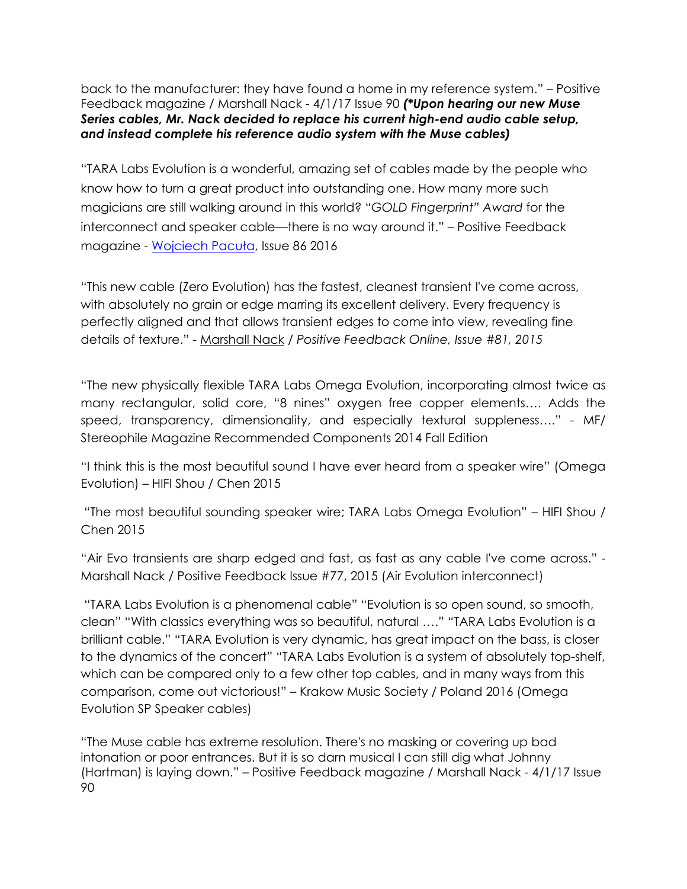back to the manufacturer: they have found a home in my reference system." – Positive Feedback magazine / Marshall Nack - 4/1/17 Issue 90 ***(*Upon hearing our new Muse Series cables, Mr. Nack decided to replace his current high-end audio cable setup, and instead complete his reference audio system with the Muse cables)***

"TARA Labs Evolution is a wonderful, amazing set of cables made by the people who know how to turn a great product into outstanding one. How many more such magicians are still walking around in this world? "*GOLD Fingerprint" Award* for the interconnect and speaker cable—there is no way around it." – Positive Feedback magazine - Wojciech Pacuła, Issue 86 2016

"This new cable (Zero Evolution) has the fastest, cleanest transient I've come across, with absolutely no grain or edge marring its excellent delivery. Every frequency is perfectly aligned and that allows transient edges to come into view, revealing fine details of texture." - Marshall Nack / *Positive Feedback Online, Issue #81, 2015*

"The new physically flexible TARA Labs Omega Evolution, incorporating almost twice as many rectangular, solid core, "8 nines" oxygen free copper elements…. Adds the speed, transparency, dimensionality, and especially textural suppleness…." - MF/ Stereophile Magazine Recommended Components 2014 Fall Edition

"I think this is the most beautiful sound I have ever heard from a speaker wire" (Omega Evolution) – HIFI Shou / Chen 2015

"The most beautiful sounding speaker wire; TARA Labs Omega Evolution" – HIFI Shou / Chen 2015

"Air Evo transients are sharp edged and fast, as fast as any cable I've come across." - Marshall Nack / Positive Feedback Issue #77, 2015 (Air Evolution interconnect)

"TARA Labs Evolution is a phenomenal cable" "Evolution is so open sound, so smooth, clean" "With classics everything was so beautiful, natural …." "TARA Labs Evolution is a brilliant cable." "TARA Evolution is very dynamic, has great impact on the bass, is closer to the dynamics of the concert" "TARA Labs Evolution is a system of absolutely top-shelf, which can be compared only to a few other top cables, and in many ways from this comparison, come out victorious!" – Krakow Music Society / Poland 2016 (Omega Evolution SP Speaker cables)

"The Muse cable has extreme resolution. There's no masking or covering up bad intonation or poor entrances. But it is so darn musical I can still dig what Johnny (Hartman) is laying down." – Positive Feedback magazine / Marshall Nack - 4/1/17 Issue 90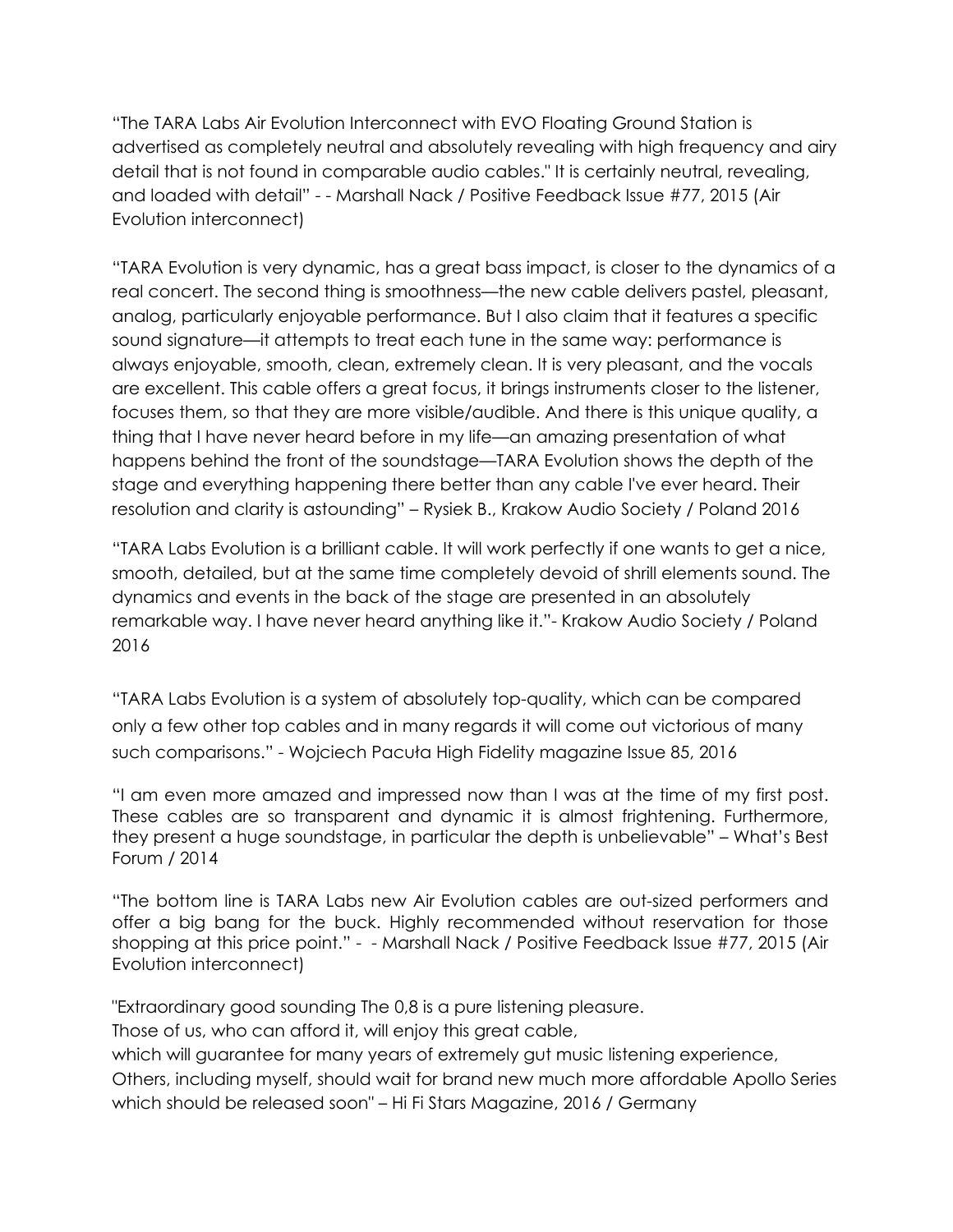"The TARA Labs Air Evolution Interconnect with EVO Floating Ground Station is advertised as completely neutral and absolutely revealing with high frequency and airy detail that is not found in comparable audio cables." It is certainly neutral, revealing, and loaded with detail" - - Marshall Nack / Positive Feedback Issue #77, 2015 (Air Evolution interconnect)

"TARA Evolution is very dynamic, has a great bass impact, is closer to the dynamics of a real concert. The second thing is smoothness—the new cable delivers pastel, pleasant, analog, particularly enjoyable performance. But I also claim that it features a specific sound signature—it attempts to treat each tune in the same way: performance is always enjoyable, smooth, clean, extremely clean. It is very pleasant, and the vocals are excellent. This cable offers a great focus, it brings instruments closer to the listener, focuses them, so that they are more visible/audible. And there is this unique quality, a thing that I have never heard before in my life—an amazing presentation of what happens behind the front of the soundstage—TARA Evolution shows the depth of the stage and everything happening there better than any cable I've ever heard. Their resolution and clarity is astounding" – Rysiek B., Krakow Audio Society / Poland 2016

"TARA Labs Evolution is a brilliant cable. It will work perfectly if one wants to get a nice, smooth, detailed, but at the same time completely devoid of shrill elements sound. The dynamics and events in the back of the stage are presented in an absolutely remarkable way. I have never heard anything like it."- Krakow Audio Society / Poland 2016

"TARA Labs Evolution is a system of absolutely top-quality, which can be compared only a few other top cables and in many regards it will come out victorious of many such comparisons." - Wojciech Pacuła High Fidelity magazine Issue 85, 2016

"I am even more amazed and impressed now than I was at the time of my first post. These cables are so transparent and dynamic it is almost frightening. Furthermore, they present a huge soundstage, in particular the depth is unbelievable" – What's Best Forum / 2014

"The bottom line is TARA Labs new Air Evolution cables are out-sized performers and offer a big bang for the buck. Highly recommended without reservation for those shopping at this price point." - - Marshall Nack / Positive Feedback Issue #77, 2015 (Air Evolution interconnect)

"Extraordinary good sounding The 0,8 is a pure listening pleasure.
Those of us, who can afford it, will enjoy this great cable,
which will guarantee for many years of extremely gut music listening experience,
Others, including myself, should wait for brand new much more affordable Apollo Series which should be released soon" – Hi Fi Stars Magazine, 2016 / Germany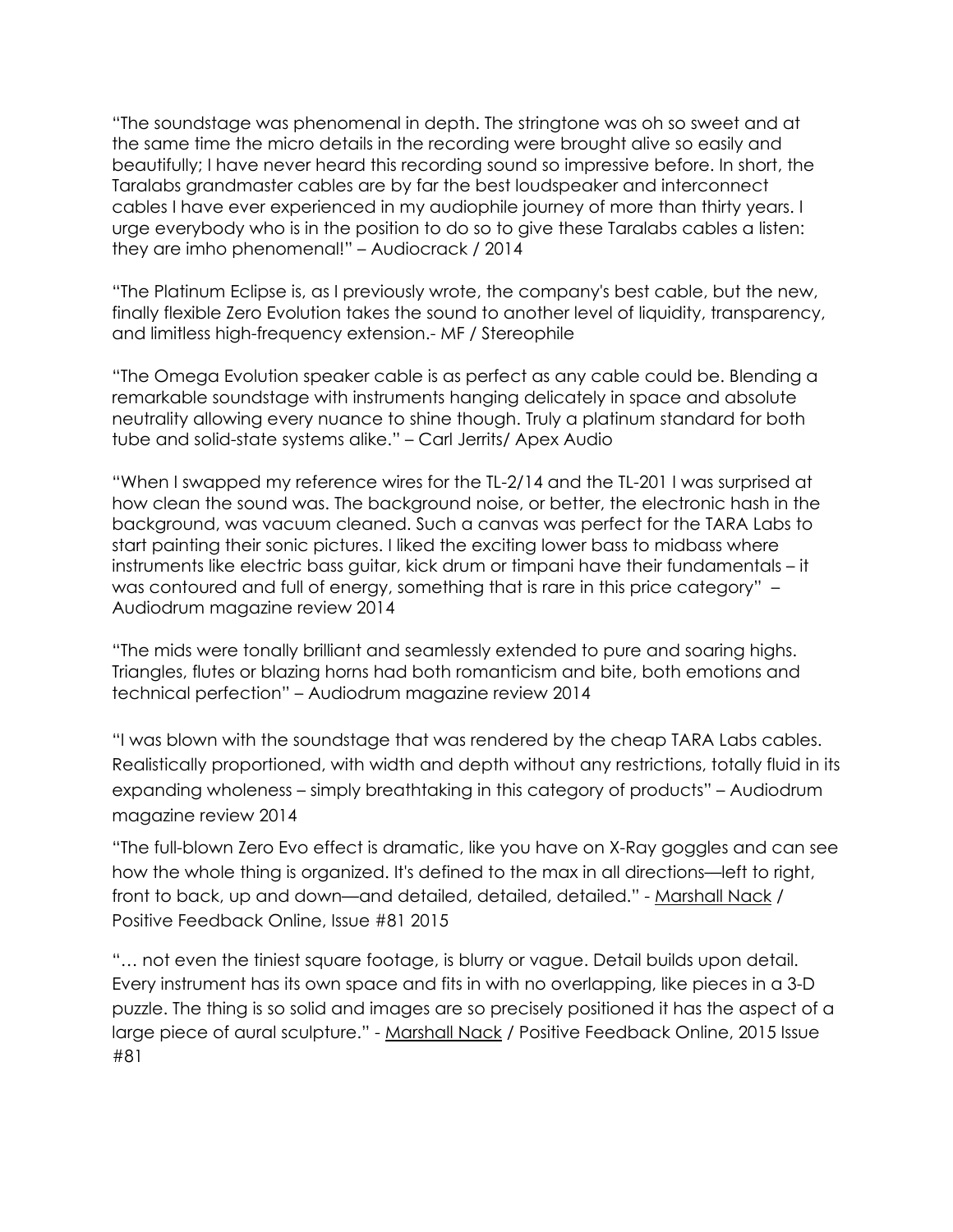"The soundstage was phenomenal in depth. The stringtone was oh so sweet and at the same time the micro details in the recording were brought alive so easily and beautifully; I have never heard this recording sound so impressive before. In short, the Taralabs grandmaster cables are by far the best loudspeaker and interconnect cables I have ever experienced in my audiophile journey of more than thirty years. I urge everybody who is in the position to do so to give these Taralabs cables a listen: they are imho phenomenal!" – Audiocrack / 2014

"The Platinum Eclipse is, as I previously wrote, the company's best cable, but the new, finally flexible Zero Evolution takes the sound to another level of liquidity, transparency, and limitless high-frequency extension.- MF / Stereophile

"The Omega Evolution speaker cable is as perfect as any cable could be. Blending a remarkable soundstage with instruments hanging delicately in space and absolute neutrality allowing every nuance to shine though. Truly a platinum standard for both tube and solid-state systems alike." – Carl Jerrits/ Apex Audio

"When I swapped my reference wires for the TL-2/14 and the TL-201 I was surprised at how clean the sound was. The background noise, or better, the electronic hash in the background, was vacuum cleaned. Such a canvas was perfect for the TARA Labs to start painting their sonic pictures. I liked the exciting lower bass to midbass where instruments like electric bass guitar, kick drum or timpani have their fundamentals – it was contoured and full of energy, something that is rare in this price category" – Audiodrum magazine review 2014

"The mids were tonally brilliant and seamlessly extended to pure and soaring highs. Triangles, flutes or blazing horns had both romanticism and bite, both emotions and technical perfection" – Audiodrum magazine review 2014

"I was blown with the soundstage that was rendered by the cheap TARA Labs cables. Realistically proportioned, with width and depth without any restrictions, totally fluid in its expanding wholeness – simply breathtaking in this category of products" – Audiodrum magazine review 2014

"The full-blown Zero Evo effect is dramatic, like you have on X-Ray goggles and can see how the whole thing is organized. It's defined to the max in all directions—left to right, front to back, up and down—and detailed, detailed, detailed." - Marshall Nack / Positive Feedback Online, Issue #81 2015

"… not even the tiniest square footage, is blurry or vague. Detail builds upon detail. Every instrument has its own space and fits in with no overlapping, like pieces in a 3-D puzzle. The thing is so solid and images are so precisely positioned it has the aspect of a large piece of aural sculpture." - Marshall Nack / Positive Feedback Online, 2015 Issue #81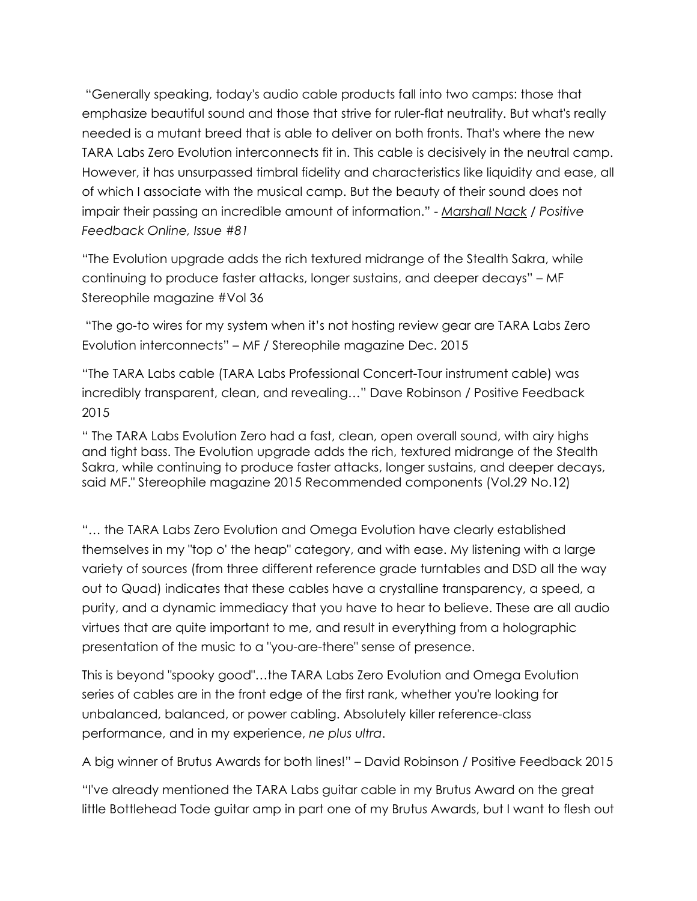"Generally speaking, today's audio cable products fall into two camps: those that emphasize beautiful sound and those that strive for ruler-flat neutrality. But what's really needed is a mutant breed that is able to deliver on both fronts. That's where the new TARA Labs Zero Evolution interconnects fit in. This cable is decisively in the neutral camp. However, it has unsurpassed timbral fidelity and characteristics like liquidity and ease, all of which I associate with the musical camp. But the beauty of their sound does not impair their passing an incredible amount of information." - *Marshall Nack / Positive Feedback Online, Issue #81*

"The Evolution upgrade adds the rich textured midrange of the Stealth Sakra, while continuing to produce faster attacks, longer sustains, and deeper decays" – MF Stereophile magazine #Vol 36

"The go-to wires for my system when it's not hosting review gear are TARA Labs Zero Evolution interconnects" – MF / Stereophile magazine Dec. 2015

"The TARA Labs cable (TARA Labs Professional Concert-Tour instrument cable) was incredibly transparent, clean, and revealing…" Dave Robinson / Positive Feedback 2015

" The TARA Labs Evolution Zero had a fast, clean, open overall sound, with airy highs and tight bass. The Evolution upgrade adds the rich, textured midrange of the Stealth Sakra, while continuing to produce faster attacks, longer sustains, and deeper decays, said MF." Stereophile magazine 2015 Recommended components (Vol.29 No.12)

"… the TARA Labs Zero Evolution and Omega Evolution have clearly established themselves in my "top o' the heap" category, and with ease. My listening with a large variety of sources (from three different reference grade turntables and DSD all the way out to Quad) indicates that these cables have a crystalline transparency, a speed, a purity, and a dynamic immediacy that you have to hear to believe. These are all audio virtues that are quite important to me, and result in everything from a holographic presentation of the music to a "you-are-there" sense of presence.

This is beyond "spooky good"…the TARA Labs Zero Evolution and Omega Evolution series of cables are in the front edge of the first rank, whether you're looking for unbalanced, balanced, or power cabling. Absolutely killer reference-class performance, and in my experience, *ne plus ultra*.

A big winner of Brutus Awards for both lines!" – David Robinson / Positive Feedback 2015

"I've already mentioned the TARA Labs guitar cable in my Brutus Award on the great little Bottlehead Tode guitar amp in part one of my Brutus Awards, but I want to flesh out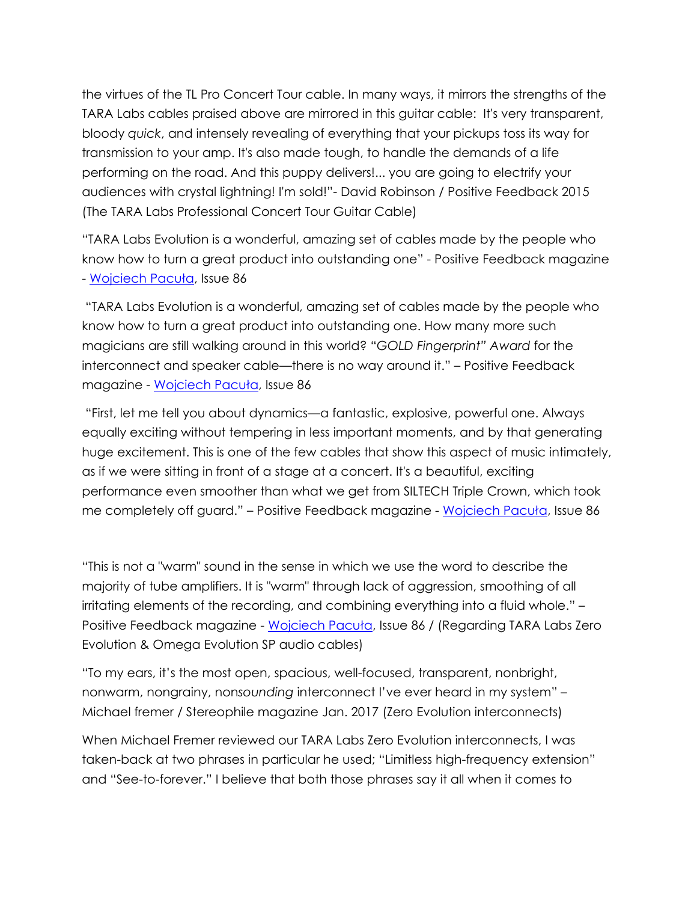the virtues of the TL Pro Concert Tour cable. In many ways, it mirrors the strengths of the TARA Labs cables praised above are mirrored in this guitar cable: It's very transparent, bloody *quick*, and intensely revealing of everything that your pickups toss its way for transmission to your amp. It's also made tough, to handle the demands of a life performing on the road. And this puppy delivers!... you are going to electrify your audiences with crystal lightning! I'm sold!"- David Robinson / Positive Feedback 2015 (The TARA Labs Professional Concert Tour Guitar Cable)

"TARA Labs Evolution is a wonderful, amazing set of cables made by the people who know how to turn a great product into outstanding one" - Positive Feedback magazine - [Wojciech Pacuła](), Issue 86

"TARA Labs Evolution is a wonderful, amazing set of cables made by the people who know how to turn a great product into outstanding one. How many more such magicians are still walking around in this world? "*GOLD Fingerprint" Award* for the interconnect and speaker cable—there is no way around it." – Positive Feedback magazine - [Wojciech Pacuła](), Issue 86

"First, let me tell you about dynamics—a fantastic, explosive, powerful one. Always equally exciting without tempering in less important moments, and by that generating huge excitement. This is one of the few cables that show this aspect of music intimately, as if we were sitting in front of a stage at a concert. It's a beautiful, exciting performance even smoother than what we get from SILTECH Triple Crown, which took me completely off guard." – Positive Feedback magazine - [Wojciech Pacuła](), Issue 86

"This is not a "warm" sound in the sense in which we use the word to describe the majority of tube amplifiers. It is "warm" through lack of aggression, smoothing of all irritating elements of the recording, and combining everything into a fluid whole." – Positive Feedback magazine - [Wojciech Pacuła](), Issue 86 / (Regarding TARA Labs Zero Evolution & Omega Evolution SP audio cables)

"To my ears, it's the most open, spacious, well-focused, transparent, nonbright, nonwarm, nongrainy, non*sounding* interconnect I've ever heard in my system" – Michael fremer / Stereophile magazine Jan. 2017 (Zero Evolution interconnects)

When Michael Fremer reviewed our TARA Labs Zero Evolution interconnects, I was taken-back at two phrases in particular he used; "Limitless high-frequency extension" and "See-to-forever." I believe that both those phrases say it all when it comes to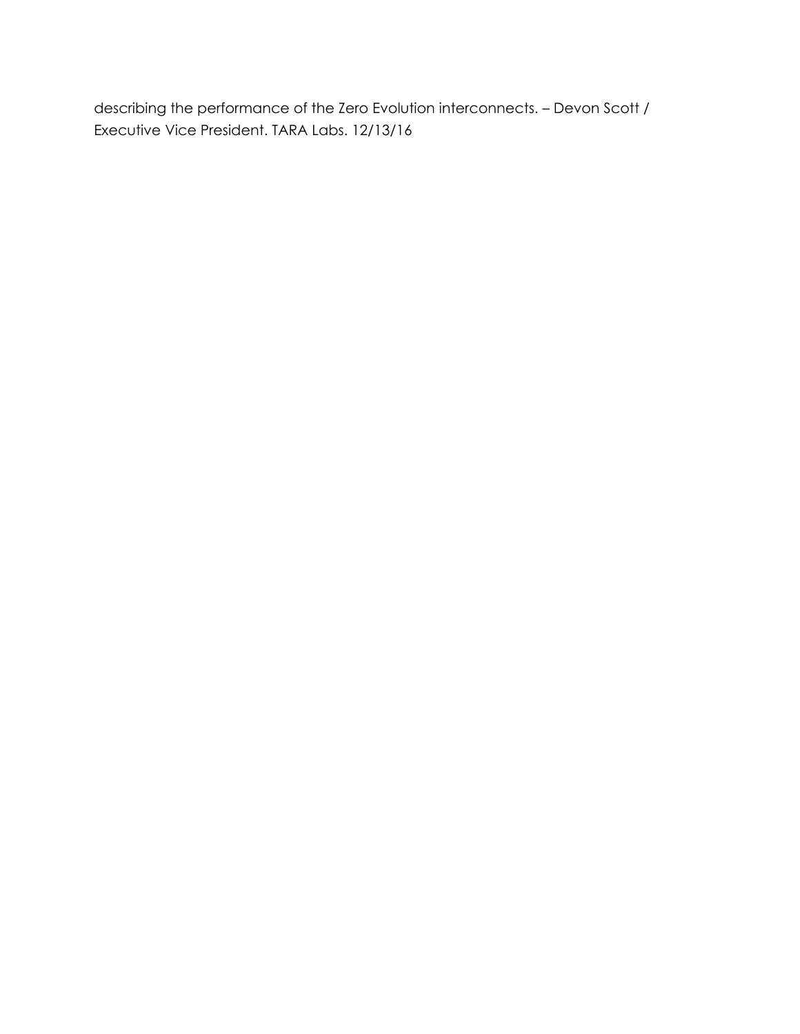describing the performance of the Zero Evolution interconnects. – Devon Scott / Executive Vice President. TARA Labs. 12/13/16